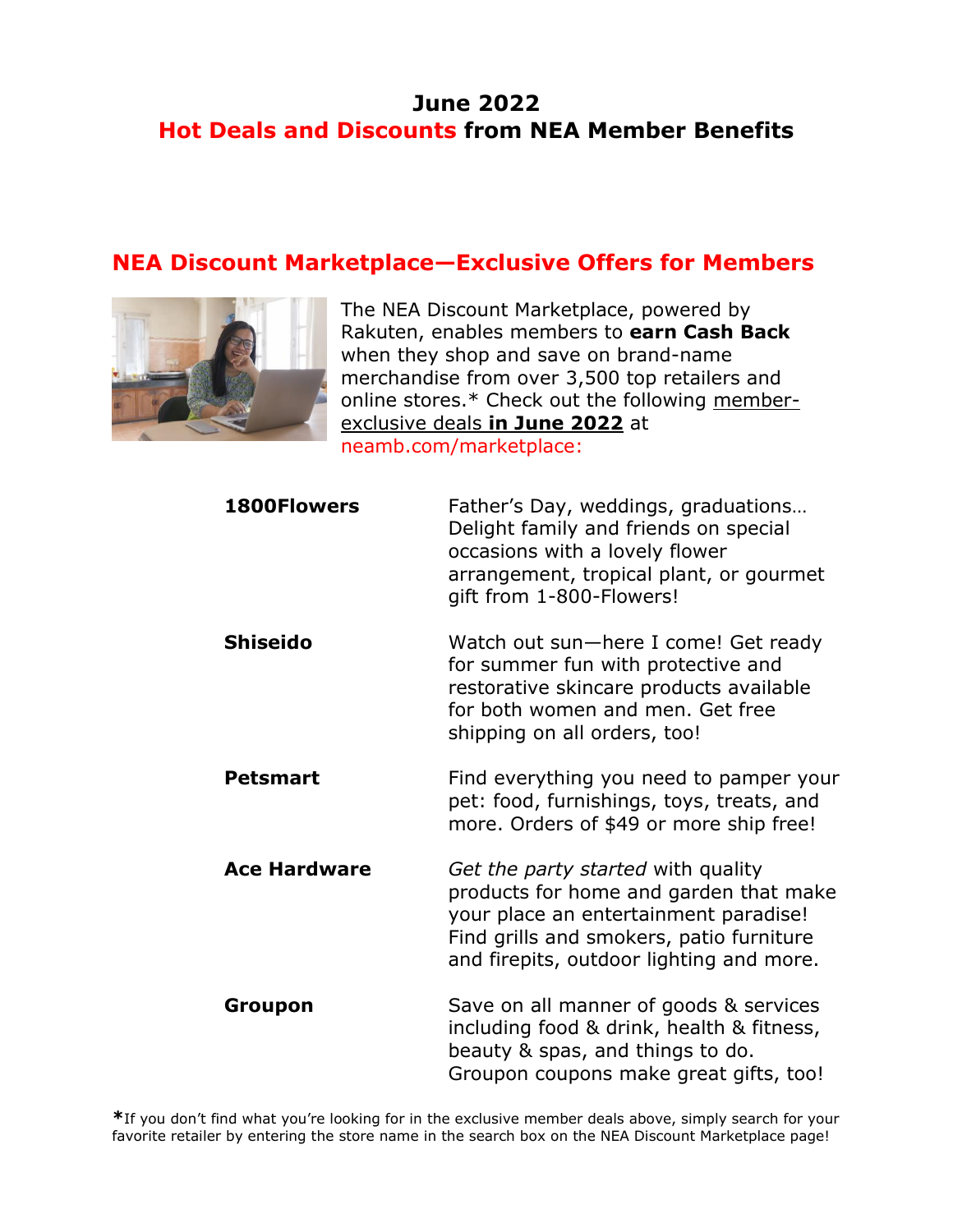# June 2022
# Hot Deals and Discounts from NEA Member Benefits

## NEA Discount Marketplace—Exclusive Offers for Members

The NEA Discount Marketplace, powered by Rakuten, enables members to **earn Cash Back** when they shop and save on brand-name merchandise from over 3,500 top retailers and online stores.* Check out the following member-exclusive deals **in June 2022** at neamb.com/marketplace:

| | |
|---|---|
| **1800Flowers** | Father's Day, weddings, graduations… Delight family and friends on special occasions with a lovely flower arrangement, tropical plant, or gourmet gift from 1-800-Flowers! |
| **Shiseido** | Watch out sun—here I come! Get ready for summer fun with protective and restorative skincare products available for both women and men. Get free shipping on all orders, too! |
| **Petsmart** | Find everything you need to pamper your pet: food, furnishings, toys, treats, and more. Orders of $49 or more ship free! |
| **Ace Hardware** | *Get the party started* with quality products for home and garden that make your place an entertainment paradise! Find grills and smokers, patio furniture and firepits, outdoor lighting and more. |
| **Groupon** | Save on all manner of goods & services including food & drink, health & fitness, beauty & spas, and things to do. Groupon coupons make great gifts, too! |

*If you don't find what you're looking for in the exclusive member deals above, simply search for your favorite retailer by entering the store name in the search box on the NEA Discount Marketplace page!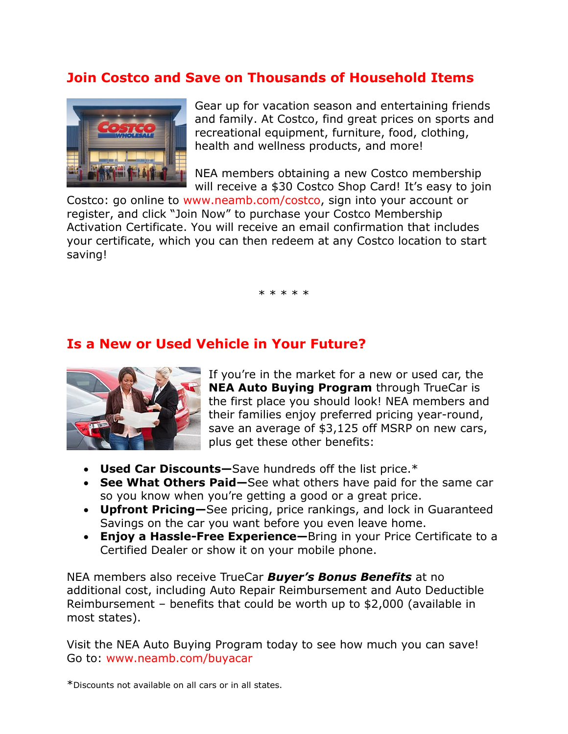## Join Costco and Save on Thousands of Household Items

Gear up for vacation season and entertaining friends and family. At Costco, find great prices on sports and recreational equipment, furniture, food, clothing, health and wellness products, and more!

NEA members obtaining a new Costco membership will receive a $30 Costco Shop Card! It's easy to join Costco: go online to www.neamb.com/costco, sign into your account or register, and click "Join Now" to purchase your Costco Membership Activation Certificate. You will receive an email confirmation that includes your certificate, which you can then redeem at any Costco location to start saving!

* * * * *

## Is a New or Used Vehicle in Your Future?

If you're in the market for a new or used car, the **NEA Auto Buying Program** through TrueCar is the first place you should look! NEA members and their families enjoy preferred pricing year-round, save an average of $3,125 off MSRP on new cars, plus get these other benefits:

- **Used Car Discounts—**Save hundreds off the list price.*
- **See What Others Paid—**See what others have paid for the same car so you know when you're getting a good or a great price.
- **Upfront Pricing—**See pricing, price rankings, and lock in Guaranteed Savings on the car you want before you even leave home.
- **Enjoy a Hassle-Free Experience—**Bring in your Price Certificate to a Certified Dealer or show it on your mobile phone.

NEA members also receive TrueCar ***Buyer's Bonus Benefits*** at no additional cost, including Auto Repair Reimbursement and Auto Deductible Reimbursement – benefits that could be worth up to $2,000 (available in most states).

Visit the NEA Auto Buying Program today to see how much you can save! Go to: www.neamb.com/buyacar

*Discounts not available on all cars or in all states.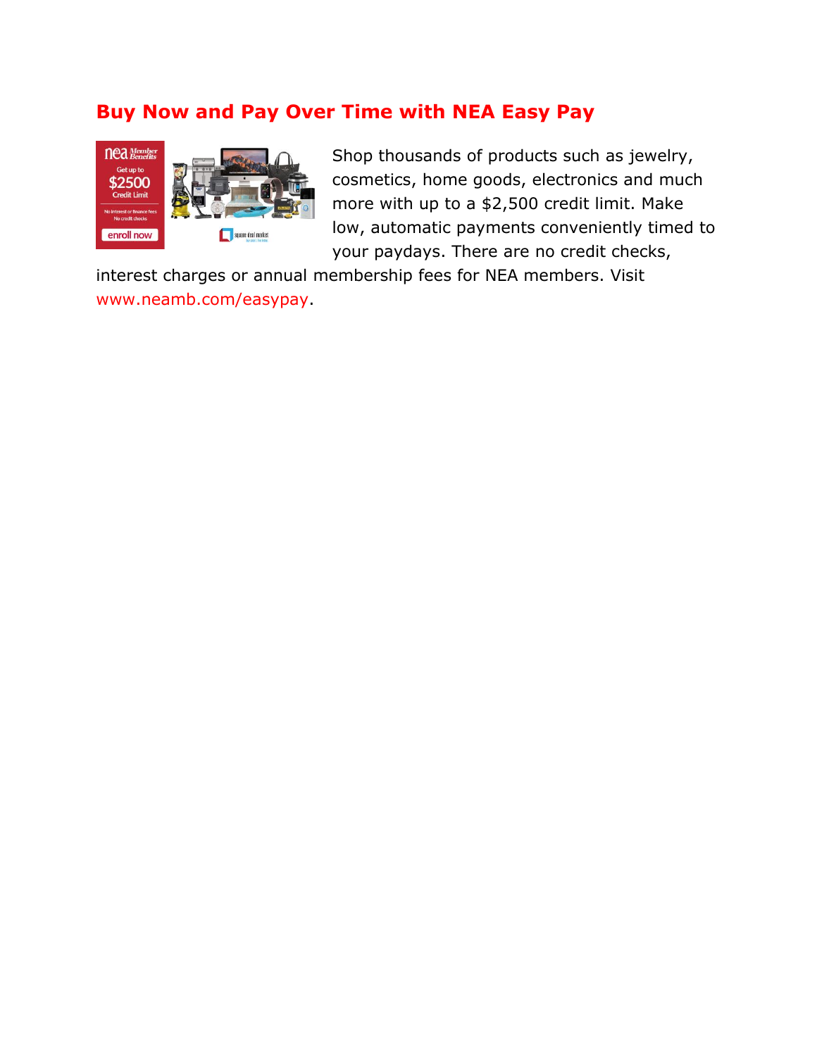## Buy Now and Pay Over Time with NEA Easy Pay

Shop thousands of products such as jewelry, cosmetics, home goods, electronics and much more with up to a $2,500 credit limit. Make low, automatic payments conveniently timed to your paydays. There are no credit checks, interest charges or annual membership fees for NEA members. Visit www.neamb.com/easypay.